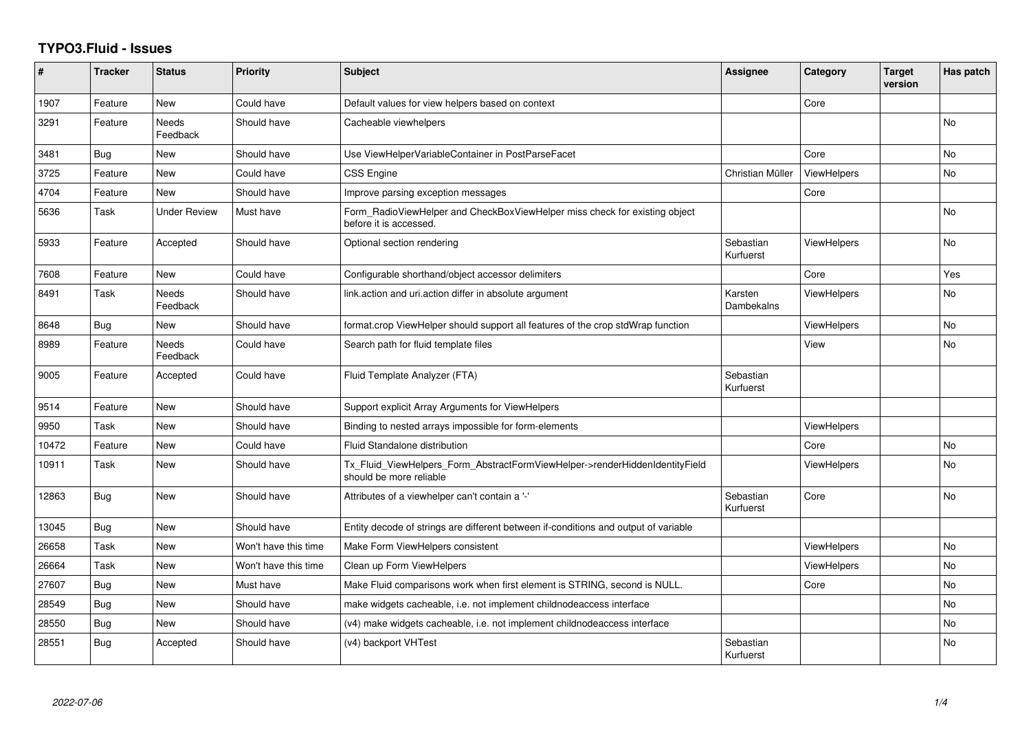# TYPO3.Fluid - Issues

| # | Tracker | Status | Priority | Subject | Assignee | Category | Target version | Has patch |
|---|---|---|---|---|---|---|---|---|
| 1907 | Feature | New | Could have | Default values for view helpers based on context | | Core | | |
| 3291 | Feature | Needs Feedback | Should have | Cacheable viewhelpers | | | | No |
| 3481 | Bug | New | Should have | Use ViewHelperVariableContainer in PostParseFacet | | Core | | No |
| 3725 | Feature | New | Could have | CSS Engine | Christian Müller | ViewHelpers | | No |
| 4704 | Feature | New | Should have | Improve parsing exception messages | | Core | | |
| 5636 | Task | Under Review | Must have | Form_RadioViewHelper and CheckBoxViewHelper miss check for existing object before it is accessed. | | | | No |
| 5933 | Feature | Accepted | Should have | Optional section rendering | Sebastian Kurfuerst | ViewHelpers | | No |
| 7608 | Feature | New | Could have | Configurable shorthand/object accessor delimiters | | Core | | Yes |
| 8491 | Task | Needs Feedback | Should have | link.action and uri.action differ in absolute argument | Karsten Dambekalns | ViewHelpers | | No |
| 8648 | Bug | New | Should have | format.crop ViewHelper should support all features of the crop stdWrap function | | ViewHelpers | | No |
| 8989 | Feature | Needs Feedback | Could have | Search path for fluid template files | | View | | No |
| 9005 | Feature | Accepted | Could have | Fluid Template Analyzer (FTA) | Sebastian Kurfuerst | | | |
| 9514 | Feature | New | Should have | Support explicit Array Arguments for ViewHelpers | | | | |
| 9950 | Task | New | Should have | Binding to nested arrays impossible for form-elements | | ViewHelpers | | |
| 10472 | Feature | New | Could have | Fluid Standalone distribution | | Core | | No |
| 10911 | Task | New | Should have | Tx_Fluid_ViewHelpers_Form_AbstractFormViewHelper->renderHiddenIdentityField should be more reliable | | ViewHelpers | | No |
| 12863 | Bug | New | Should have | Attributes of a viewhelper can't contain a '-' | Sebastian Kurfuerst | Core | | No |
| 13045 | Bug | New | Should have | Entity decode of strings are different between if-conditions and output of variable | | | | |
| 26658 | Task | New | Won't have this time | Make Form ViewHelpers consistent | | ViewHelpers | | No |
| 26664 | Task | New | Won't have this time | Clean up Form ViewHelpers | | ViewHelpers | | No |
| 27607 | Bug | New | Must have | Make Fluid comparisons work when first element is STRING, second is NULL. | | Core | | No |
| 28549 | Bug | New | Should have | make widgets cacheable, i.e. not implement childnodeaccess interface | | | | No |
| 28550 | Bug | New | Should have | (v4) make widgets cacheable, i.e. not implement childnodeaccess interface | | | | No |
| 28551 | Bug | Accepted | Should have | (v4) backport VHTest | Sebastian Kurfuerst | | | No |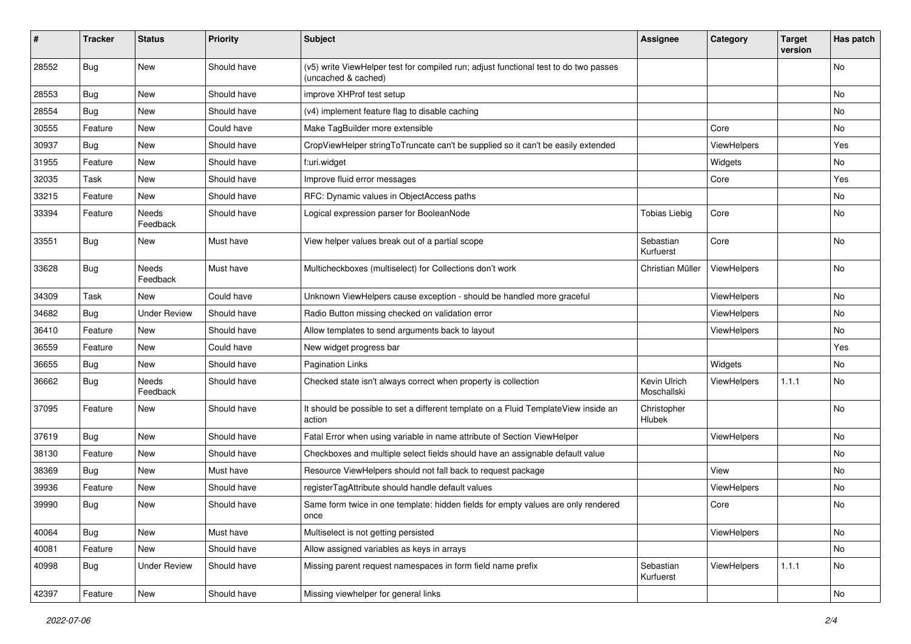| # | Tracker | Status | Priority | Subject | Assignee | Category | Target version | Has patch |
|---|---|---|---|---|---|---|---|---|
| 28552 | Bug | New | Should have | (v5) write ViewHelper test for compiled run; adjust functional test to do two passes (uncached & cached) | | | | No |
| 28553 | Bug | New | Should have | improve XHProf test setup | | | | No |
| 28554 | Bug | New | Should have | (v4) implement feature flag to disable caching | | | | No |
| 30555 | Feature | New | Could have | Make TagBuilder more extensible | | Core | | No |
| 30937 | Bug | New | Should have | CropViewHelper stringToTruncate can't be supplied so it can't be easily extended | | ViewHelpers | | Yes |
| 31955 | Feature | New | Should have | f:uri.widget | | Widgets | | No |
| 32035 | Task | New | Should have | Improve fluid error messages | | Core | | Yes |
| 33215 | Feature | New | Should have | RFC: Dynamic values in ObjectAccess paths | | | | No |
| 33394 | Feature | Needs Feedback | Should have | Logical expression parser for BooleanNode | Tobias Liebig | Core | | No |
| 33551 | Bug | New | Must have | View helper values break out of a partial scope | Sebastian Kurfuerst | Core | | No |
| 33628 | Bug | Needs Feedback | Must have | Multicheckboxes (multiselect) for Collections don't work | Christian Müller | ViewHelpers | | No |
| 34309 | Task | New | Could have | Unknown ViewHelpers cause exception - should be handled more graceful | | ViewHelpers | | No |
| 34682 | Bug | Under Review | Should have | Radio Button missing checked on validation error | | ViewHelpers | | No |
| 36410 | Feature | New | Should have | Allow templates to send arguments back to layout | | ViewHelpers | | No |
| 36559 | Feature | New | Could have | New widget progress bar | | | | Yes |
| 36655 | Bug | New | Should have | Pagination Links | | Widgets | | No |
| 36662 | Bug | Needs Feedback | Should have | Checked state isn't always correct when property is collection | Kevin Ulrich Moschallski | ViewHelpers | 1.1.1 | No |
| 37095 | Feature | New | Should have | It should be possible to set a different template on a Fluid TemplateView inside an action | Christopher Hlubek | | | No |
| 37619 | Bug | New | Should have | Fatal Error when using variable in name attribute of Section ViewHelper | | ViewHelpers | | No |
| 38130 | Feature | New | Should have | Checkboxes and multiple select fields should have an assignable default value | | | | No |
| 38369 | Bug | New | Must have | Resource ViewHelpers should not fall back to request package | | View | | No |
| 39936 | Feature | New | Should have | registerTagAttribute should handle default values | | ViewHelpers | | No |
| 39990 | Bug | New | Should have | Same form twice in one template: hidden fields for empty values are only rendered once | | Core | | No |
| 40064 | Bug | New | Must have | Multiselect is not getting persisted | | ViewHelpers | | No |
| 40081 | Feature | New | Should have | Allow assigned variables as keys in arrays | | | | No |
| 40998 | Bug | Under Review | Should have | Missing parent request namespaces in form field name prefix | Sebastian Kurfuerst | ViewHelpers | 1.1.1 | No |
| 42397 | Feature | New | Should have | Missing viewhelper for general links | | | | No |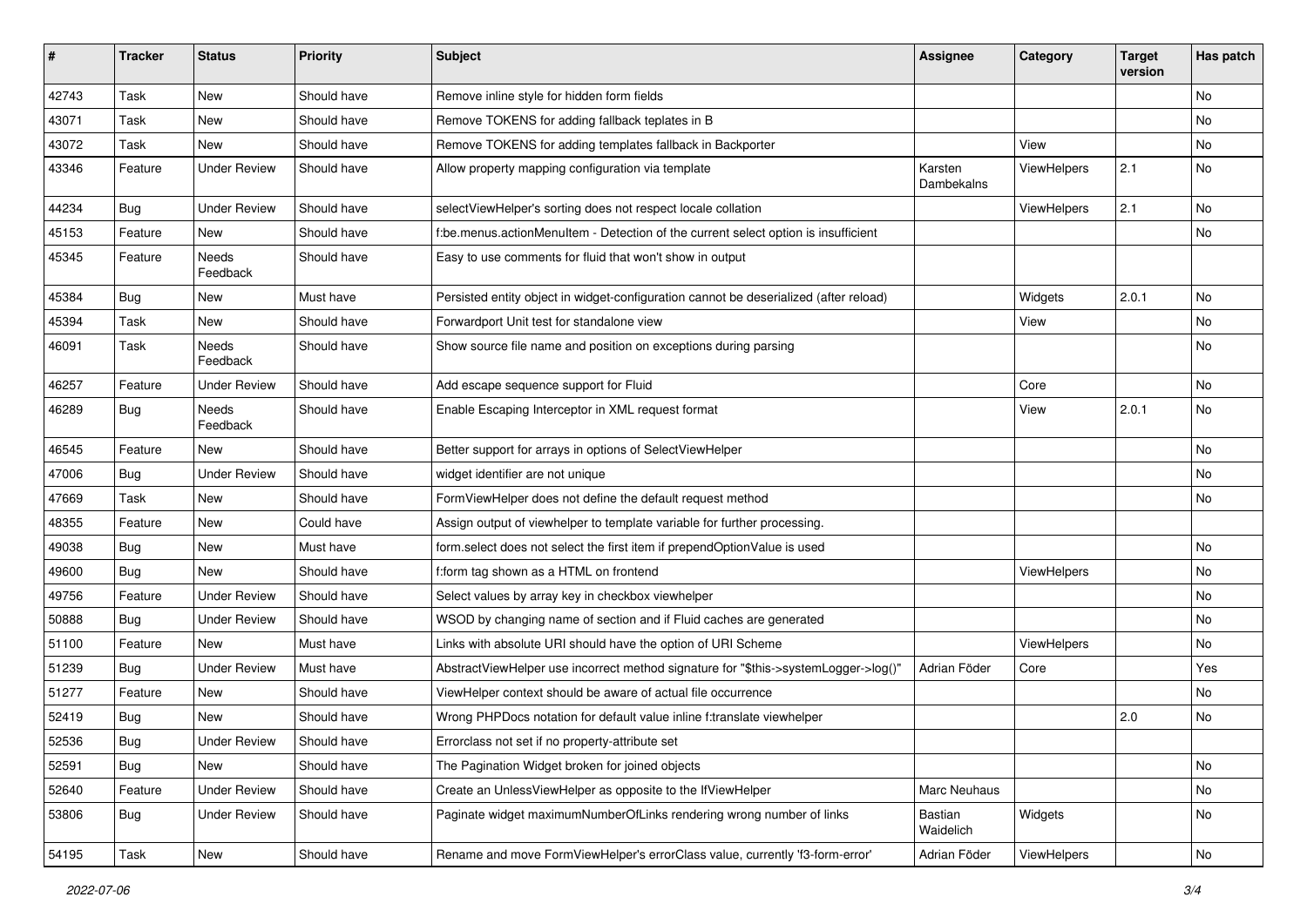| # | Tracker | Status | Priority | Subject | Assignee | Category | Target version | Has patch |
|---|---|---|---|---|---|---|---|---|
| 42743 | Task | New | Should have | Remove inline style for hidden form fields | | | | No |
| 43071 | Task | New | Should have | Remove TOKENS for adding fallback teplates in B | | | | No |
| 43072 | Task | New | Should have | Remove TOKENS for adding templates fallback in Backporter | | View | | No |
| 43346 | Feature | Under Review | Should have | Allow property mapping configuration via template | Karsten Dambekalns | ViewHelpers | 2.1 | No |
| 44234 | Bug | Under Review | Should have | selectViewHelper's sorting does not respect locale collation | | ViewHelpers | 2.1 | No |
| 45153 | Feature | New | Should have | f:be.menus.actionMenuItem - Detection of the current select option is insufficient | | | | No |
| 45345 | Feature | Needs Feedback | Should have | Easy to use comments for fluid that won't show in output | | | | |
| 45384 | Bug | New | Must have | Persisted entity object in widget-configuration cannot be deserialized (after reload) | | Widgets | 2.0.1 | No |
| 45394 | Task | New | Should have | Forwardport Unit test for standalone view | | View | | No |
| 46091 | Task | Needs Feedback | Should have | Show source file name and position on exceptions during parsing | | | | No |
| 46257 | Feature | Under Review | Should have | Add escape sequence support for Fluid | | Core | | No |
| 46289 | Bug | Needs Feedback | Should have | Enable Escaping Interceptor in XML request format | | View | 2.0.1 | No |
| 46545 | Feature | New | Should have | Better support for arrays in options of SelectViewHelper | | | | No |
| 47006 | Bug | Under Review | Should have | widget identifier are not unique | | | | No |
| 47669 | Task | New | Should have | FormViewHelper does not define the default request method | | | | No |
| 48355 | Feature | New | Could have | Assign output of viewhelper to template variable for further processing. | | | | |
| 49038 | Bug | New | Must have | form.select does not select the first item if prependOptionValue is used | | | | No |
| 49600 | Bug | New | Should have | f:form tag shown as a HTML on frontend | | ViewHelpers | | No |
| 49756 | Feature | Under Review | Should have | Select values by array key in checkbox viewhelper | | | | No |
| 50888 | Bug | Under Review | Should have | WSOD by changing name of section and if Fluid caches are generated | | | | No |
| 51100 | Feature | New | Must have | Links with absolute URI should have the option of URI Scheme | | ViewHelpers | | No |
| 51239 | Bug | Under Review | Must have | AbstractViewHelper use incorrect method signature for "$this->systemLogger->log()" | Adrian Föder | Core | | Yes |
| 51277 | Feature | New | Should have | ViewHelper context should be aware of actual file occurrence | | | | No |
| 52419 | Bug | New | Should have | Wrong PHPDocs notation for default value inline f:translate viewhelper | | | 2.0 | No |
| 52536 | Bug | Under Review | Should have | Errorclass not set if no property-attribute set | | | | |
| 52591 | Bug | New | Should have | The Pagination Widget broken for joined objects | | | | No |
| 52640 | Feature | Under Review | Should have | Create an UnlessViewHelper as opposite to the IfViewHelper | Marc Neuhaus | | | No |
| 53806 | Bug | Under Review | Should have | Paginate widget maximumNumberOfLinks rendering wrong number of links | Bastian Waidelich | Widgets | | No |
| 54195 | Task | New | Should have | Rename and move FormViewHelper's errorClass value, currently 'f3-form-error' | Adrian Föder | ViewHelpers | | No |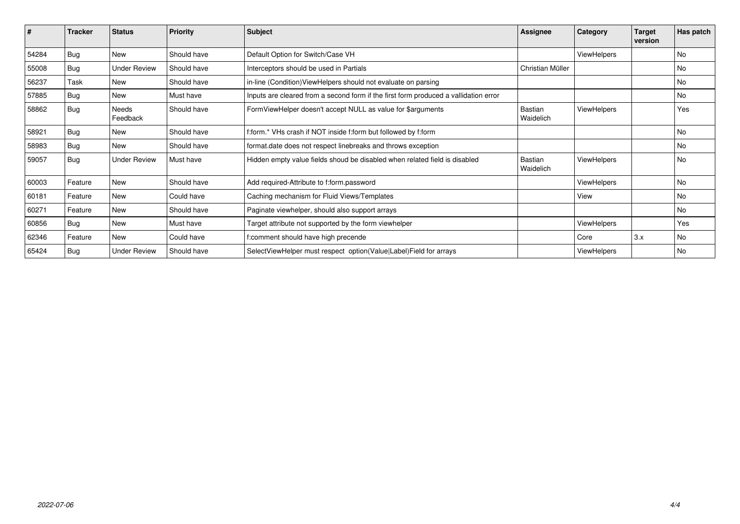| # | Tracker | Status | Priority | Subject | Assignee | Category | Target version | Has patch |
|---|---|---|---|---|---|---|---|---|
| 54284 | Bug | New | Should have | Default Option for Switch/Case VH | | ViewHelpers | | No |
| 55008 | Bug | Under Review | Should have | Interceptors should be used in Partials | Christian Müller | | | No |
| 56237 | Task | New | Should have | in-line (Condition)ViewHelpers should not evaluate on parsing | | | | No |
| 57885 | Bug | New | Must have | Inputs are cleared from a second form if the first form produced a vallidation error | | | | No |
| 58862 | Bug | Needs Feedback | Should have | FormViewHelper doesn't accept NULL as value for $arguments | Bastian Waidelich | ViewHelpers | | Yes |
| 58921 | Bug | New | Should have | f:form.* VHs crash if NOT inside f:form but followed by f:form | | | | No |
| 58983 | Bug | New | Should have | format.date does not respect linebreaks and throws exception | | | | No |
| 59057 | Bug | Under Review | Must have | Hidden empty value fields shoud be disabled when related field is disabled | Bastian Waidelich | ViewHelpers | | No |
| 60003 | Feature | New | Should have | Add required-Attribute to f:form.password | | ViewHelpers | | No |
| 60181 | Feature | New | Could have | Caching mechanism for Fluid Views/Templates | | View | | No |
| 60271 | Feature | New | Should have | Paginate viewhelper, should also support arrays | | | | No |
| 60856 | Bug | New | Must have | Target attribute not supported by the form viewhelper | | ViewHelpers | | Yes |
| 62346 | Feature | New | Could have | f:comment should have high precende | | Core | 3.x | No |
| 65424 | Bug | Under Review | Should have | SelectViewHelper must respect option(Value\|Label)Field for arrays | | ViewHelpers | | No |

*2022-07-06*